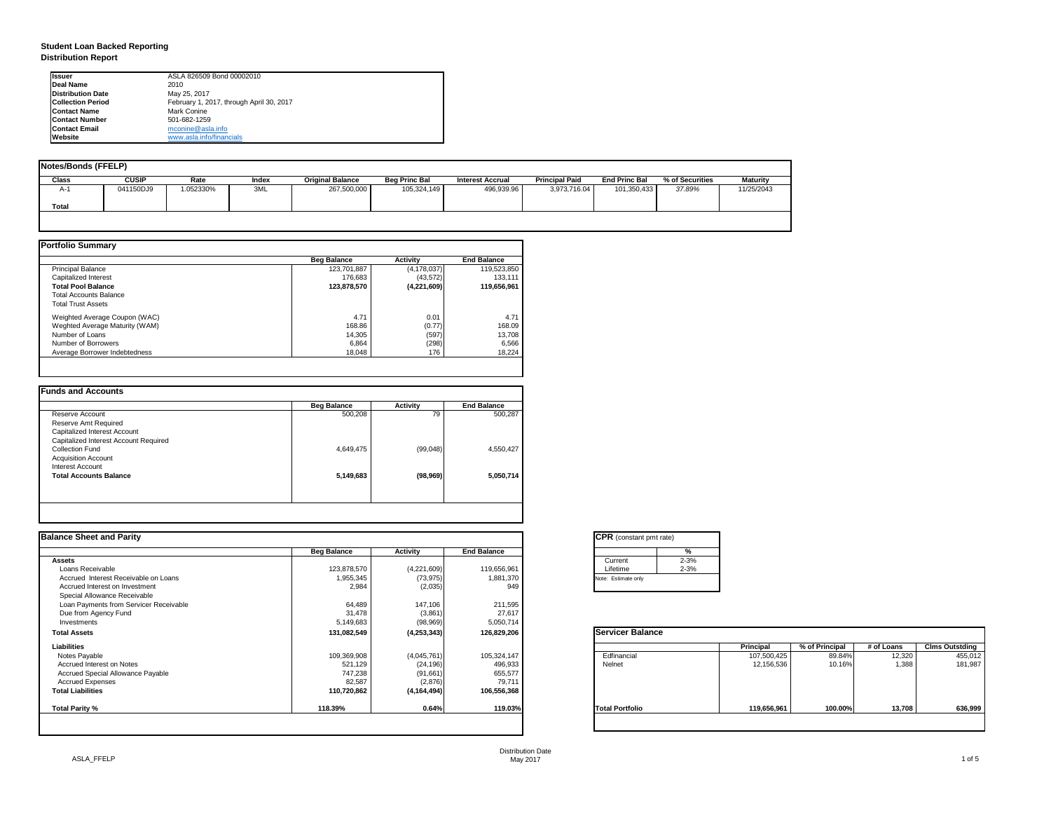# Student Loan Backed Reporting

## Distribution Report

| | |
|---|---|
| **Issuer** | ASLA 826509 Bond 00002010 |
| **Deal Name** | 2010 |
| **Distribution Date** | May 25, 2017 |
| **Collection Period** | February 1, 2017, through April 30, 2017 |
| **Contact Name** | Mark Conine |
| **Contact Number** | 501-682-1259 |
| **Contact Email** | mconine@asla.info |
| **Website** | www.asla.info/financials |

### Notes/Bonds (FFELP)

| Class | CUSIP | Rate | Index | Original Balance | Beg Princ Bal | Interest Accrual | Principal Paid | End Princ Bal | % of Securities | Maturity |
|---|---|---|---|---|---|---|---|---|---|---|
| A-1 | 041150DJ9 | 1.052330% | 3ML | 267,500,000 | 105,324,149 | 496,939.96 | 3,973,716.04 | 101,350,433 | 37.89% | 11/25/2043 |
| **Total** | | | | | | | | | | |

### Portfolio Summary

| | Beg Balance | Activity | End Balance |
|---|---|---|---|
| Principal Balance | 123,701,887 | (4,178,037) | 119,523,850 |
| Capitalized Interest | 176,683 | (43,572) | 133,111 |
| **Total Pool Balance** | **123,878,570** | **(4,221,609)** | **119,656,961** |
| Total Accounts Balance | | | |
| Total Trust Assets | | | |
| Weighted Average Coupon (WAC) | 4.71 | 0.01 | 4.71 |
| Weghted Average Maturity (WAM) | 168.86 | (0.77) | 168.09 |
| Number of Loans | 14,305 | (597) | 13,708 |
| Number of Borrowers | 6,864 | (298) | 6,566 |
| Average Borrower Indebtedness | 18,048 | 176 | 18,224 |

### Funds and Accounts

| | Beg Balance | Activity | End Balance |
|---|---|---|---|
| Reserve Account | 500,208 | 79 | 500,287 |
| Reserve Amt Required | | | |
| Capitalized Interest Account | | | |
| Capitalized Interest Account Required | | | |
| Collection Fund | 4,649,475 | (99,048) | 4,550,427 |
| Acquisition Account | | | |
| Interest Account | | | |
| **Total Accounts Balance** | **5,149,683** | **(98,969)** | **5,050,714** |

### Balance Sheet and Parity

| | Beg Balance | Activity | End Balance |
|---|---|---|---|
| **Assets** | | | |
| Loans Receivable | 123,878,570 | (4,221,609) | 119,656,961 |
| Accrued Interest Receivable on Loans | 1,955,345 | (73,975) | 1,881,370 |
| Accrued Interest on Investment | 2,984 | (2,035) | 949 |
| Special Allowance Receivable | | | |
| Loan Payments from Servicer Receivable | 64,489 | 147,106 | 211,595 |
| Due from Agency Fund | 31,478 | (3,861) | 27,617 |
| Investments | 5,149,683 | (98,969) | 5,050,714 |
| **Total Assets** | **131,082,549** | **(4,253,343)** | **126,829,206** |
| **Liabilities** | | | |
| Notes Payable | 109,369,908 | (4,045,761) | 105,324,147 |
| Accrued Interest on Notes | 521,129 | (24,196) | 496,933 |
| Accrued Special Allowance Payable | 747,238 | (91,661) | 655,577 |
| Accrued Expenses | 82,587 | (2,876) | 79,711 |
| **Total Liabilities** | **110,720,862** | **(4,164,494)** | **106,556,368** |
| **Total Parity %** | **118.39%** | **0.64%** | **119.03%** |

### CPR (constant pmt rate)

| | % |
|---|---|
| Current | 2-3% |
| Lifetime | 2-3% |

Note: Estimate only

### Servicer Balance

| | Principal | % of Principal | # of Loans | Clms Outstding |
|---|---|---|---|---|
| Edfinancial | 107,500,425 | 89.84% | 12,320 | 455,012 |
| Nelnet | 12,156,536 | 10.16% | 1,388 | 181,987 |
| **Total Portfolio** | **119,656,961** | **100.00%** | **13,708** | **636,999** |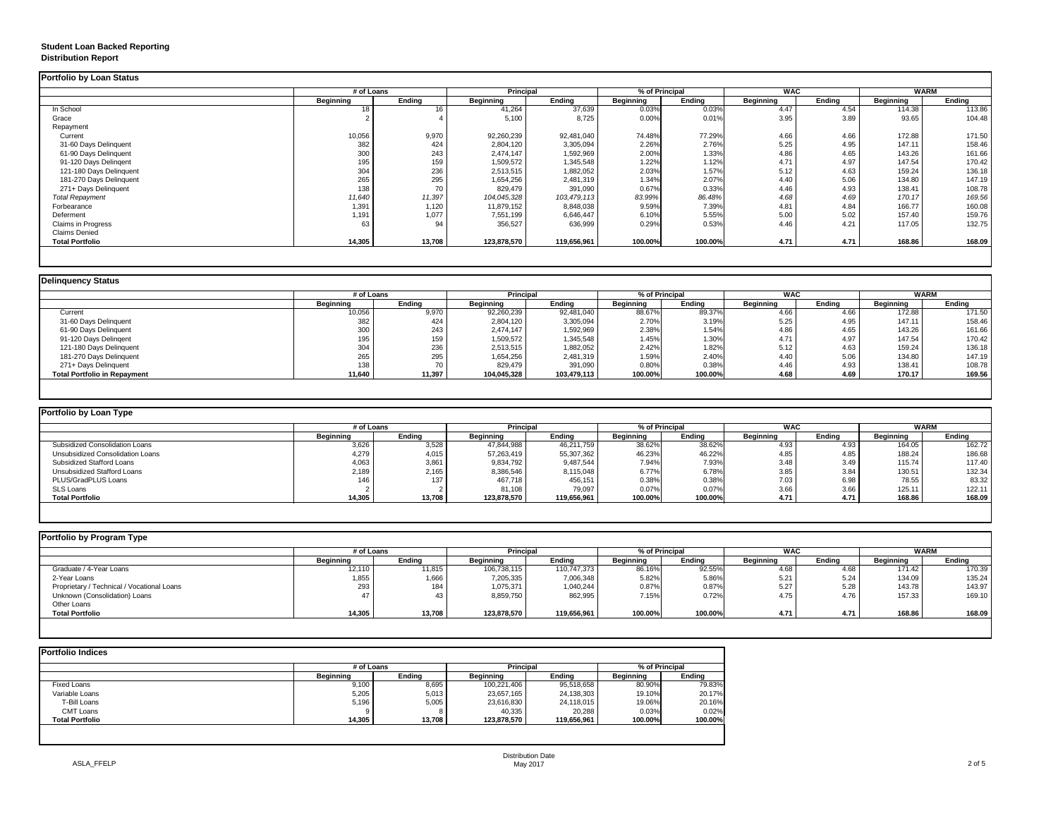**Student Loan Backed Reporting**
**Distribution Report**

## Portfolio by Loan Status

| | # of Loans | | Principal | | % of Principal | | WAC | | WARM | |
|---|---|---|---|---|---|---|---|---|---|---|
| | Beginning | Ending | Beginning | Ending | Beginning | Ending | Beginning | Ending | Beginning | Ending |
| In School | 18 | 16 | 41,264 | 37,639 | 0.03% | 0.03% | 4.47 | 4.54 | 114.38 | 113.86 |
| Grace | 2 | 4 | 5,100 | 8,725 | 0.00% | 0.01% | 3.95 | 3.89 | 93.65 | 104.48 |
| Repayment | | | | | | | | | | |
| Current | 10,056 | 9,970 | 92,260,239 | 92,481,040 | 74.48% | 77.29% | 4.66 | 4.66 | 172.88 | 171.50 |
| 31-60 Days Delinquent | 382 | 424 | 2,804,120 | 3,305,094 | 2.26% | 2.76% | 5.25 | 4.95 | 147.11 | 158.46 |
| 61-90 Days Delinquent | 300 | 243 | 2,474,147 | 1,592,969 | 2.00% | 1.33% | 4.86 | 4.65 | 143.26 | 161.66 |
| 91-120 Days Delingent | 195 | 159 | 1,509,572 | 1,345,548 | 1.22% | 1.12% | 4.71 | 4.97 | 147.54 | 170.42 |
| 121-180 Days Delinquent | 304 | 236 | 2,513,515 | 1,882,052 | 2.03% | 1.57% | 5.12 | 4.63 | 159.24 | 136.18 |
| 181-270 Days Delinquent | 265 | 295 | 1,654,256 | 2,481,319 | 1.34% | 2.07% | 4.40 | 5.06 | 134.80 | 147.19 |
| 271+ Days Delinquent | 138 | 70 | 829,479 | 391,090 | 0.67% | 0.33% | 4.46 | 4.93 | 138.41 | 108.78 |
| *Total Repayment* | *11,640* | *11,397* | *104,045,328* | *103,479,113* | *83.99%* | *86.48%* | *4.68* | *4.69* | *170.17* | *169.56* |
| Forbearance | 1,391 | 1,120 | 11,879,152 | 8,848,038 | 9.59% | 7.39% | 4.81 | 4.84 | 166.77 | 160.08 |
| Deferment | 1,191 | 1,077 | 7,551,199 | 6,646,447 | 6.10% | 5.55% | 5.00 | 5.02 | 157.40 | 159.76 |
| Claims in Progress | 63 | 94 | 356,527 | 636,999 | 0.29% | 0.53% | 4.46 | 4.21 | 117.05 | 132.75 |
| Claims Denied | | | | | | | | | | |
| **Total Portfolio** | **14,305** | **13,708** | **123,878,570** | **119,656,961** | **100.00%** | **100.00%** | **4.71** | **4.71** | **168.86** | **168.09** |

## Delinquency Status

| | # of Loans | | Principal | | % of Principal | | WAC | | WARM | |
|---|---|---|---|---|---|---|---|---|---|---|
| | Beginning | Ending | Beginning | Ending | Beginning | Ending | Beginning | Ending | Beginning | Ending |
| Current | 10,056 | 9,970 | 92,260,239 | 92,481,040 | 88.67% | 89.37% | 4.66 | 4.66 | 172.88 | 171.50 |
| 31-60 Days Delinquent | 382 | 424 | 2,804,120 | 3,305,094 | 2.70% | 3.19% | 5.25 | 4.95 | 147.11 | 158.46 |
| 61-90 Days Delinquent | 300 | 243 | 2,474,147 | 1,592,969 | 2.38% | 1.54% | 4.86 | 4.65 | 143.26 | 161.66 |
| 91-120 Days Delingent | 195 | 159 | 1,509,572 | 1,345,548 | 1.45% | 1.30% | 4.71 | 4.97 | 147.54 | 170.42 |
| 121-180 Days Delinquent | 304 | 236 | 2,513,515 | 1,882,052 | 2.42% | 1.82% | 5.12 | 4.63 | 159.24 | 136.18 |
| 181-270 Days Delinquent | 265 | 295 | 1,654,256 | 2,481,319 | 1.59% | 2.40% | 4.40 | 5.06 | 134.80 | 147.19 |
| 271+ Days Delinquent | 138 | 70 | 829,479 | 391,090 | 0.80% | 0.38% | 4.46 | 4.93 | 138.41 | 108.78 |
| **Total Portfolio in Repayment** | **11,640** | **11,397** | **104,045,328** | **103,479,113** | **100.00%** | **100.00%** | **4.68** | **4.69** | **170.17** | **169.56** |

## Portfolio by Loan Type

| | # of Loans | | Principal | | % of Principal | | WAC | | WARM | |
|---|---|---|---|---|---|---|---|---|---|---|
| | Beginning | Ending | Beginning | Ending | Beginning | Ending | Beginning | Ending | Beginning | Ending |
| Subsidized Consolidation Loans | 3,626 | 3,528 | 47,844,988 | 46,211,759 | 38.62% | 38.62% | 4.93 | 4.93 | 164.05 | 162.72 |
| Unsubsidized Consolidation Loans | 4,279 | 4,015 | 57,263,419 | 55,307,362 | 46.23% | 46.22% | 4.85 | 4.85 | 188.24 | 186.68 |
| Subsidized Stafford Loans | 4,063 | 3,861 | 9,834,792 | 9,487,544 | 7.94% | 7.93% | 3.48 | 3.49 | 115.74 | 117.40 |
| Unsubsidized Stafford Loans | 2,189 | 2,165 | 8,386,546 | 8,115,048 | 6.77% | 6.78% | 3.85 | 3.84 | 130.51 | 132.34 |
| PLUS/GradPLUS Loans | 146 | 137 | 467,718 | 456,151 | 0.38% | 0.38% | 7.03 | 6.98 | 78.55 | 83.32 |
| SLS Loans | 2 | 2 | 81,108 | 79,097 | 0.07% | 0.07% | 3.66 | 3.66 | 125.11 | 122.11 |
| **Total Portfolio** | **14,305** | **13,708** | **123,878,570** | **119,656,961** | **100.00%** | **100.00%** | **4.71** | **4.71** | **168.86** | **168.09** |

## Portfolio by Program Type

| | # of Loans | | Principal | | % of Principal | | WAC | | WARM | |
|---|---|---|---|---|---|---|---|---|---|---|
| | Beginning | Ending | Beginning | Ending | Beginning | Ending | Beginning | Ending | Beginning | Ending |
| Graduate / 4-Year Loans | 12,110 | 11,815 | 106,738,115 | 110,747,373 | 86.16% | 92.55% | 4.68 | 4.68 | 171.42 | 170.39 |
| 2-Year Loans | 1,855 | 1,666 | 7,205,335 | 7,006,348 | 5.82% | 5.86% | 5.21 | 5.24 | 134.09 | 135.24 |
| Proprietary / Technical / Vocational Loans | 293 | 184 | 1,075,371 | 1,040,244 | 0.87% | 0.87% | 5.27 | 5.28 | 143.78 | 143.97 |
| Unknown (Consolidation) Loans | 47 | 43 | 8,859,750 | 862,995 | 7.15% | 0.72% | 4.75 | 4.76 | 157.33 | 169.10 |
| Other Loans | | | | | | | | | | |
| **Total Portfolio** | **14,305** | **13,708** | **123,878,570** | **119,656,961** | **100.00%** | **100.00%** | **4.71** | **4.71** | **168.86** | **168.09** |

## Portfolio Indices

| | # of Loans | | Principal | | % of Principal | |
|---|---|---|---|---|---|---|
| | Beginning | Ending | Beginning | Ending | Beginning | Ending |
| Fixed Loans | 9,100 | 8,695 | 100,221,406 | 95,518,658 | 80.90% | 79.83% |
| Variable Loans | 5,205 | 5,013 | 23,657,165 | 24,138,303 | 19.10% | 20.17% |
| T-Bill Loans | 5,196 | 5,005 | 23,616,830 | 24,118,015 | 19.06% | 20.16% |
| CMT Loans | 9 | 8 | 40,335 | 20,288 | 0.03% | 0.02% |
| **Total Portfolio** | **14,305** | **13,708** | **123,878,570** | **119,656,961** | **100.00%** | **100.00%** |

ASLA_FFELP

Distribution Date
May 2017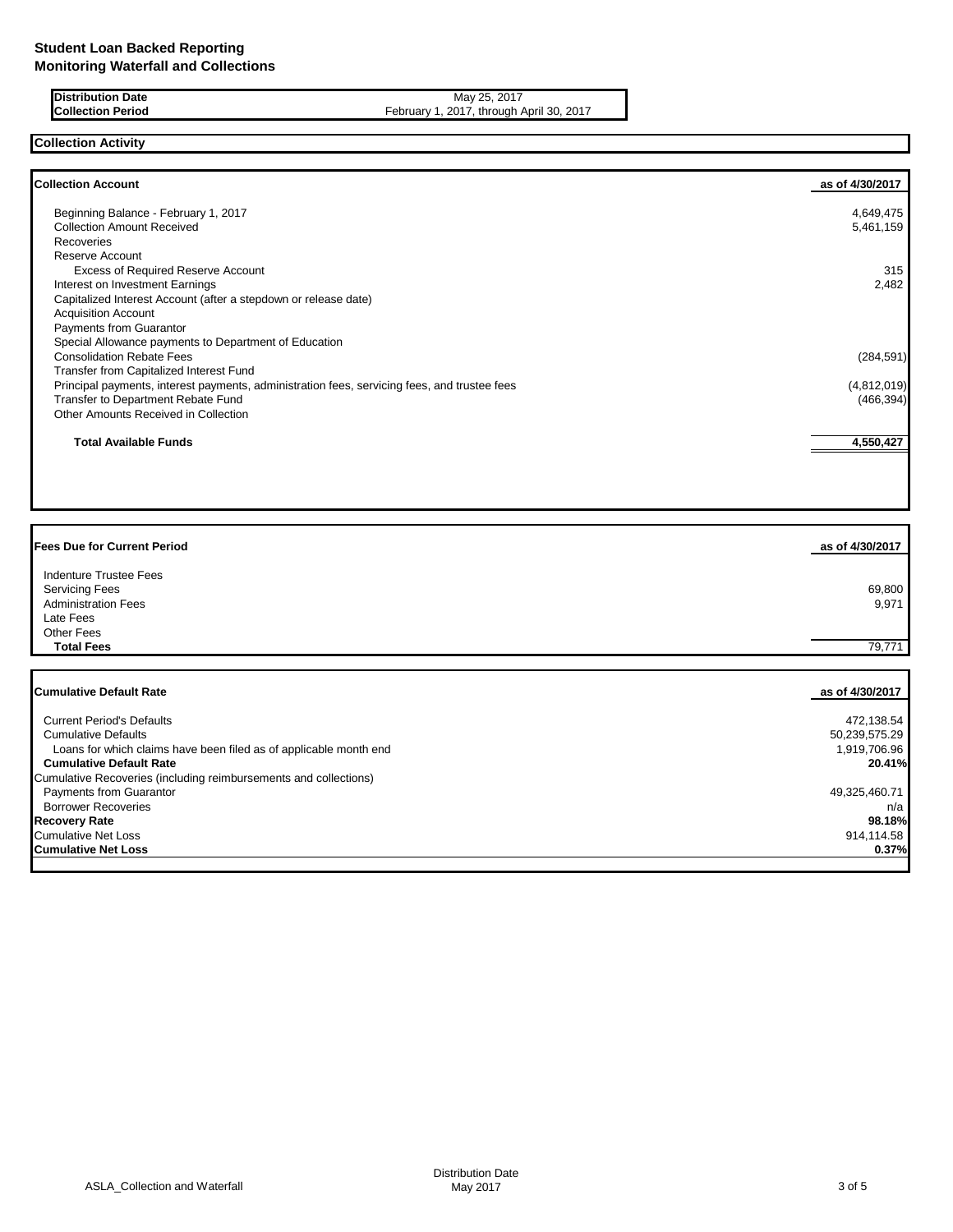**Student Loan Backed Reporting**
**Monitoring Waterfall and Collections**

| | |
|---|---|
| **Distribution Date** | May 25, 2017 |
| **Collection Period** | February 1, 2017, through April 30, 2017 |

## Collection Activity

| **Collection Account** | **as of 4/30/2017** |
|---|---|
| Beginning Balance - February 1, 2017 | 4,649,475 |
| Collection Amount Received | 5,461,159 |
| Recoveries | |
| Reserve Account | |
| Excess of Required Reserve Account | 315 |
| Interest on Investment Earnings | 2,482 |
| Capitalized Interest Account (after a stepdown or release date) | |
| Acquisition Account | |
| Payments from Guarantor | |
| Special Allowance payments to Department of Education | |
| Consolidation Rebate Fees | (284,591) |
| Transfer from Capitalized Interest Fund | |
| Principal payments, interest payments, administration fees, servicing fees, and trustee fees | (4,812,019) |
| Transfer to Department Rebate Fund | (466,394) |
| Other Amounts Received in Collection | |
| **Total Available Funds** | **4,550,427** |

| **Fees Due for Current Period** | **as of 4/30/2017** |
|---|---|
| Indenture Trustee Fees | |
| Servicing Fees | 69,800 |
| Administration Fees | 9,971 |
| Late Fees | |
| Other Fees | |
| **Total Fees** | 79,771 |

| **Cumulative Default Rate** | **as of 4/30/2017** |
|---|---|
| Current Period's Defaults | 472,138.54 |
| Cumulative Defaults | 50,239,575.29 |
| Loans for which claims have been filed as of applicable month end | 1,919,706.96 |
| **Cumulative Default Rate** | **20.41%** |
| Cumulative Recoveries (including reimbursements and collections) | |
| Payments from Guarantor | 49,325,460.71 |
| Borrower Recoveries | n/a |
| **Recovery Rate** | **98.18%** |
| Cumulative Net Loss | 914,114.58 |
| **Cumulative Net Loss** | **0.37%** |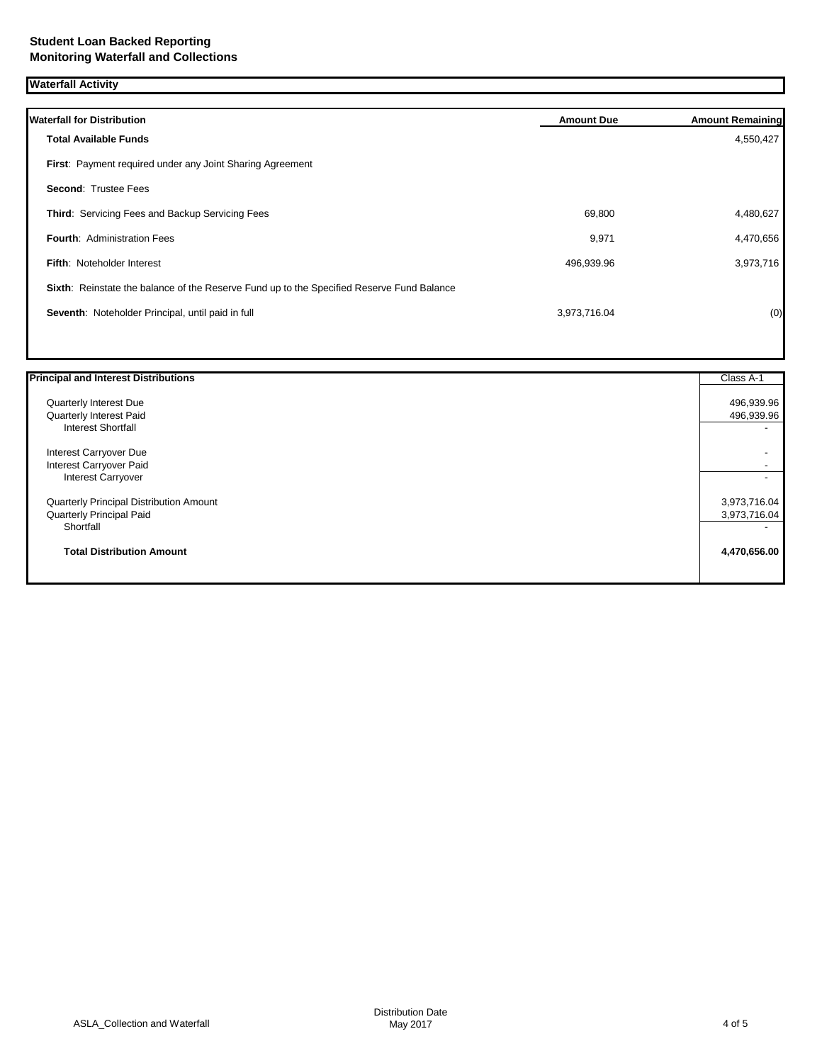## Student Loan Backed Reporting
## Monitoring Waterfall and Collections

### Waterfall Activity

| Waterfall for Distribution | Amount Due | Amount Remaining |
|---|---|---|
| **Total Available Funds** | | 4,550,427 |
| **First**: Payment required under any Joint Sharing Agreement | | |
| **Second**: Trustee Fees | | |
| **Third**: Servicing Fees and Backup Servicing Fees | 69,800 | 4,480,627 |
| **Fourth**: Administration Fees | 9,971 | 4,470,656 |
| **Fifth**: Noteholder Interest | 496,939.96 | 3,973,716 |
| **Sixth**: Reinstate the balance of the Reserve Fund up to the Specified Reserve Fund Balance | | |
| **Seventh**: Noteholder Principal, until paid in full | 3,973,716.04 | (0) |

| Principal and Interest Distributions | Class A-1 |
|---|---|
| Quarterly Interest Due | 496,939.96 |
| Quarterly Interest Paid | 496,939.96 |
| Interest Shortfall | - |
| Interest Carryover Due | - |
| Interest Carryover Paid | - |
| Interest Carryover | - |
| Quarterly Principal Distribution Amount | 3,973,716.04 |
| Quarterly Principal Paid | 3,973,716.04 |
| Shortfall | - |
| **Total Distribution Amount** | **4,470,656.00** |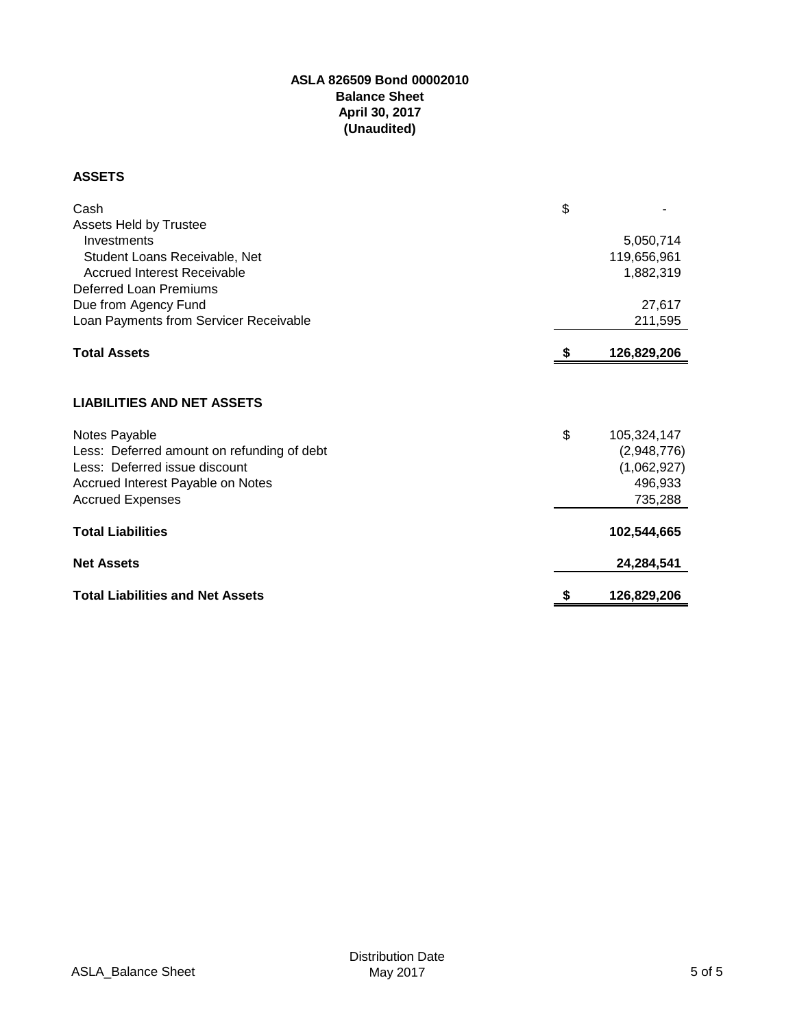**ASLA 826509 Bond 00002010**
**Balance Sheet**
**April 30, 2017**
**(Unaudited)**

**ASSETS**

| | | |
|---|---|---|
| Cash | $ | - |
| Assets Held by Trustee | | |
| Investments | | 5,050,714 |
| Student Loans Receivable, Net | | 119,656,961 |
| Accrued Interest Receivable | | 1,882,319 |
| Deferred Loan Premiums | | |
| Due from Agency Fund | | 27,617 |
| Loan Payments from Servicer Receivable | | 211,595 |
| **Total Assets** | **$** | **126,829,206** |

**LIABILITIES AND NET ASSETS**

| | | |
|---|---|---|
| Notes Payable | $ | 105,324,147 |
| Less: Deferred amount on refunding of debt | | (2,948,776) |
| Less: Deferred issue discount | | (1,062,927) |
| Accrued Interest Payable on Notes | | 496,933 |
| Accrued Expenses | | 735,288 |
| **Total Liabilities** | | **102,544,665** |
| **Net Assets** | | **24,284,541** |
| **Total Liabilities and Net Assets** | **$** | **126,829,206** |

ASLA_Balance Sheet

Distribution Date
May 2017